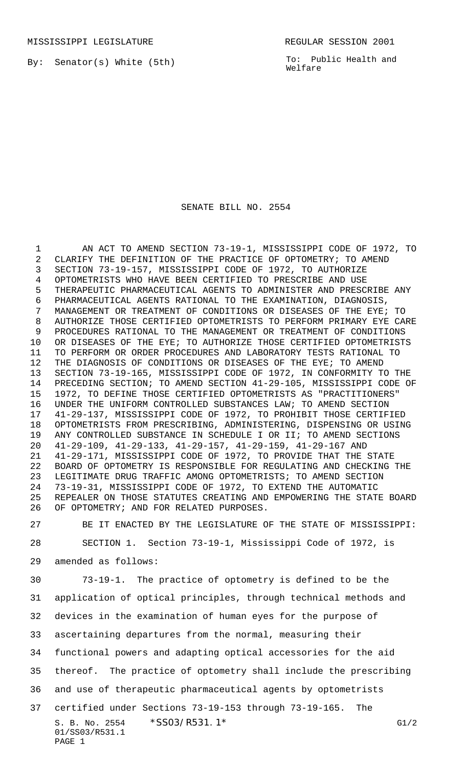MISSISSIPPI LEGISLATURE REGULAR SESSION 2001

By: Senator(s) White (5th)

To: Public Health and Welfare

# SENATE BILL NO. 2554

AN ACT TO AMEND SECTION 73-19-1, MISSISSIPPI CODE OF 1972, TO CLARIFY THE DEFINITION OF THE PRACTICE OF OPTOMETRY; TO AMEND SECTION 73-19-157, MISSISSIPPI CODE OF 1972, TO AUTHORIZE OPTOMETRISTS WHO HAVE BEEN CERTIFIED TO PRESCRIBE AND USE THERAPEUTIC PHARMACEUTICAL AGENTS TO ADMINISTER AND PRESCRIBE ANY PHARMACEUTICAL AGENTS RATIONAL TO THE EXAMINATION, DIAGNOSIS, MANAGEMENT OR TREATMENT OF CONDITIONS OR DISEASES OF THE EYE; TO AUTHORIZE THOSE CERTIFIED OPTOMETRISTS TO PERFORM PRIMARY EYE CARE PROCEDURES RATIONAL TO THE MANAGEMENT OR TREATMENT OF CONDITIONS OR DISEASES OF THE EYE; TO AUTHORIZE THOSE CERTIFIED OPTOMETRISTS TO PERFORM OR ORDER PROCEDURES AND LABORATORY TESTS RATIONAL TO THE DIAGNOSIS OF CONDITIONS OR DISEASES OF THE EYE; TO AMEND SECTION 73-19-165, MISSISSIPPI CODE OF 1972, IN CONFORMITY TO THE PRECEDING SECTION; TO AMEND SECTION 41-29-105, MISSISSIPPI CODE OF 1972, TO DEFINE THOSE CERTIFIED OPTOMETRISTS AS "PRACTITIONERS" UNDER THE UNIFORM CONTROLLED SUBSTANCES LAW; TO AMEND SECTION 41-29-137, MISSISSIPPI CODE OF 1972, TO PROHIBIT THOSE CERTIFIED OPTOMETRISTS FROM PRESCRIBING, ADMINISTERING, DISPENSING OR USING ANY CONTROLLED SUBSTANCE IN SCHEDULE I OR II; TO AMEND SECTIONS 41-29-109, 41-29-133, 41-29-157, 41-29-159, 41-29-167 AND 41-29-171, MISSISSIPPI CODE OF 1972, TO PROVIDE THAT THE STATE BOARD OF OPTOMETRY IS RESPONSIBLE FOR REGULATING AND CHECKING THE LEGITIMATE DRUG TRAFFIC AMONG OPTOMETRISTS; TO AMEND SECTION 73-19-31, MISSISSIPPI CODE OF 1972, TO EXTEND THE AUTOMATIC REPEALER ON THOSE STATUTES CREATING AND EMPOWERING THE STATE BOARD OF OPTOMETRY; AND FOR RELATED PURPOSES.

BE IT ENACTED BY THE LEGISLATURE OF THE STATE OF MISSISSIPPI:

SECTION 1. Section 73-19-1, Mississippi Code of 1972, is amended as follows:

73-19-1. The practice of optometry is defined to be the application of optical principles, through technical methods and devices in the examination of human eyes for the purpose of ascertaining departures from the normal, measuring their functional powers and adapting optical accessories for the aid thereof. The practice of optometry shall include the prescribing and use of therapeutic pharmaceutical agents by optometrists certified under Sections 73-19-153 through 73-19-165. The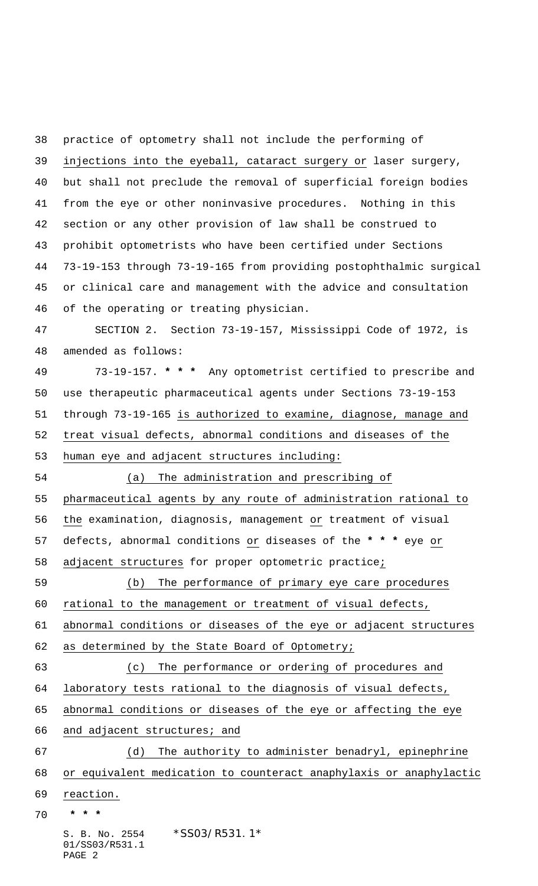practice of optometry shall not include the performing of injections into the eyeball, cataract surgery or laser surgery, but shall not preclude the removal of superficial foreign bodies from the eye or other noninvasive procedures. Nothing in this section or any other provision of law shall be construed to prohibit optometrists who have been certified under Sections 73-19-153 through 73-19-165 from providing postophthalmic surgical or clinical care and management with the advice and consultation of the operating or treating physician.

SECTION 2. Section 73-19-157, Mississippi Code of 1972, is amended as follows:

73-19-157. * * * Any optometrist certified to prescribe and use therapeutic pharmaceutical agents under Sections 73-19-153 through 73-19-165 is authorized to examine, diagnose, manage and treat visual defects, abnormal conditions and diseases of the human eye and adjacent structures including:

(a) The administration and prescribing of pharmaceutical agents by any route of administration rational to the examination, diagnosis, management or treatment of visual defects, abnormal conditions or diseases of the * * * eye or adjacent structures for proper optometric practice;

(b) The performance of primary eye care procedures rational to the management or treatment of visual defects, abnormal conditions or diseases of the eye or adjacent structures as determined by the State Board of Optometry;

(c) The performance or ordering of procedures and laboratory tests rational to the diagnosis of visual defects, abnormal conditions or diseases of the eye or affecting the eye and adjacent structures; and

(d) The authority to administer benadryl, epinephrine or equivalent medication to counteract anaphylaxis or anaphylactic reaction.

* * *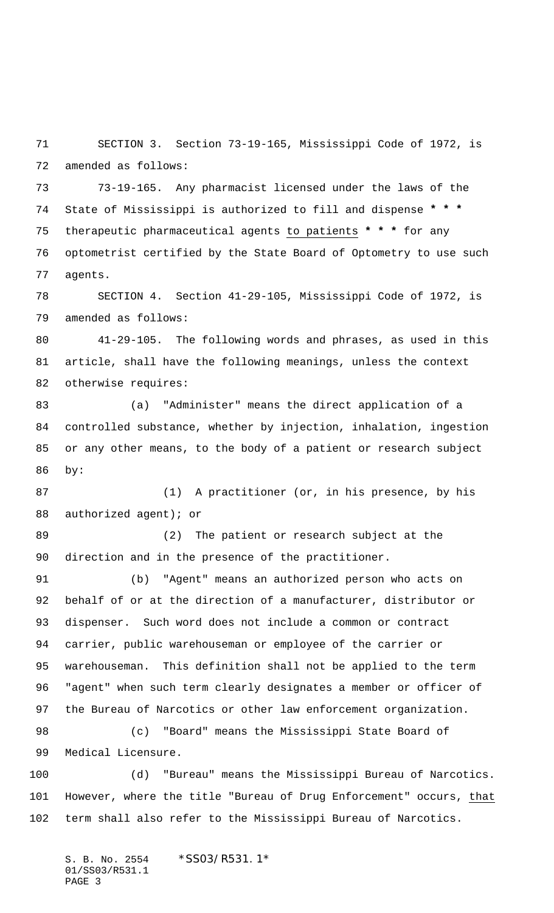SECTION 3. Section 73-19-165, Mississippi Code of 1972, is amended as follows:

73-19-165. Any pharmacist licensed under the laws of the State of Mississippi is authorized to fill and dispense * * * therapeutic pharmaceutical agents to patients * * * for any optometrist certified by the State Board of Optometry to use such agents.

SECTION 4. Section 41-29-105, Mississippi Code of 1972, is amended as follows:

41-29-105. The following words and phrases, as used in this article, shall have the following meanings, unless the context otherwise requires:

(a) "Administer" means the direct application of a controlled substance, whether by injection, inhalation, ingestion or any other means, to the body of a patient or research subject by:

(1) A practitioner (or, in his presence, by his authorized agent); or

(2) The patient or research subject at the direction and in the presence of the practitioner.

(b) "Agent" means an authorized person who acts on behalf of or at the direction of a manufacturer, distributor or dispenser. Such word does not include a common or contract carrier, public warehouseman or employee of the carrier or warehouseman. This definition shall not be applied to the term "agent" when such term clearly designates a member or officer of the Bureau of Narcotics or other law enforcement organization.

(c) "Board" means the Mississippi State Board of Medical Licensure.

(d) "Bureau" means the Mississippi Bureau of Narcotics. However, where the title "Bureau of Drug Enforcement" occurs, that term shall also refer to the Mississippi Bureau of Narcotics.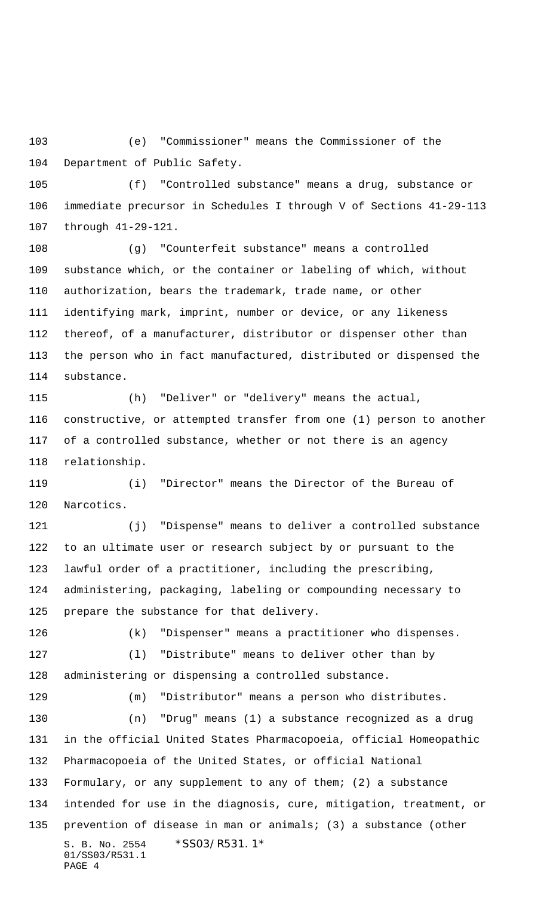(e) "Commissioner" means the Commissioner of the Department of Public Safety.

(f) "Controlled substance" means a drug, substance or immediate precursor in Schedules I through V of Sections 41-29-113 through 41-29-121.

(g) "Counterfeit substance" means a controlled substance which, or the container or labeling of which, without authorization, bears the trademark, trade name, or other identifying mark, imprint, number or device, or any likeness thereof, of a manufacturer, distributor or dispenser other than the person who in fact manufactured, distributed or dispensed the substance.

(h) "Deliver" or "delivery" means the actual, constructive, or attempted transfer from one (1) person to another of a controlled substance, whether or not there is an agency relationship.

(i) "Director" means the Director of the Bureau of Narcotics.

(j) "Dispense" means to deliver a controlled substance to an ultimate user or research subject by or pursuant to the lawful order of a practitioner, including the prescribing, administering, packaging, labeling or compounding necessary to prepare the substance for that delivery.

(k) "Dispenser" means a practitioner who dispenses.

(l) "Distribute" means to deliver other than by administering or dispensing a controlled substance.

(m) "Distributor" means a person who distributes.

(n) "Drug" means (1) a substance recognized as a drug in the official United States Pharmacopoeia, official Homeopathic Pharmacopoeia of the United States, or official National Formulary, or any supplement to any of them; (2) a substance intended for use in the diagnosis, cure, mitigation, treatment, or prevention of disease in man or animals; (3) a substance (other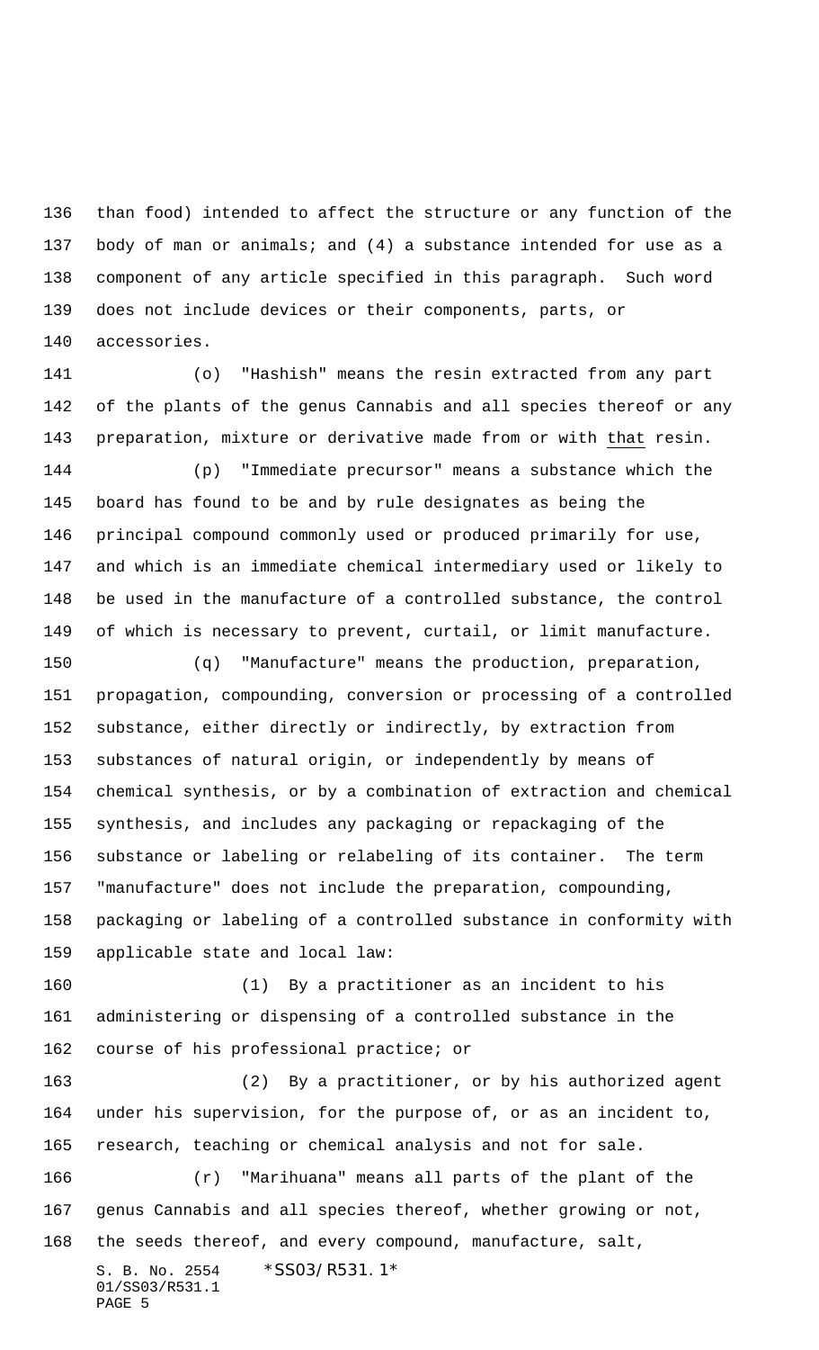than food) intended to affect the structure or any function of the body of man or animals; and (4) a substance intended for use as a component of any article specified in this paragraph. Such word does not include devices or their components, parts, or accessories.

(o) "Hashish" means the resin extracted from any part of the plants of the genus Cannabis and all species thereof or any preparation, mixture or derivative made from or with that resin.

(p) "Immediate precursor" means a substance which the board has found to be and by rule designates as being the principal compound commonly used or produced primarily for use, and which is an immediate chemical intermediary used or likely to be used in the manufacture of a controlled substance, the control of which is necessary to prevent, curtail, or limit manufacture.

(q) "Manufacture" means the production, preparation, propagation, compounding, conversion or processing of a controlled substance, either directly or indirectly, by extraction from substances of natural origin, or independently by means of chemical synthesis, or by a combination of extraction and chemical synthesis, and includes any packaging or repackaging of the substance or labeling or relabeling of its container. The term "manufacture" does not include the preparation, compounding, packaging or labeling of a controlled substance in conformity with applicable state and local law:

(1) By a practitioner as an incident to his administering or dispensing of a controlled substance in the course of his professional practice; or

(2) By a practitioner, or by his authorized agent under his supervision, for the purpose of, or as an incident to, research, teaching or chemical analysis and not for sale.

(r) "Marihuana" means all parts of the plant of the genus Cannabis and all species thereof, whether growing or not, the seeds thereof, and every compound, manufacture, salt,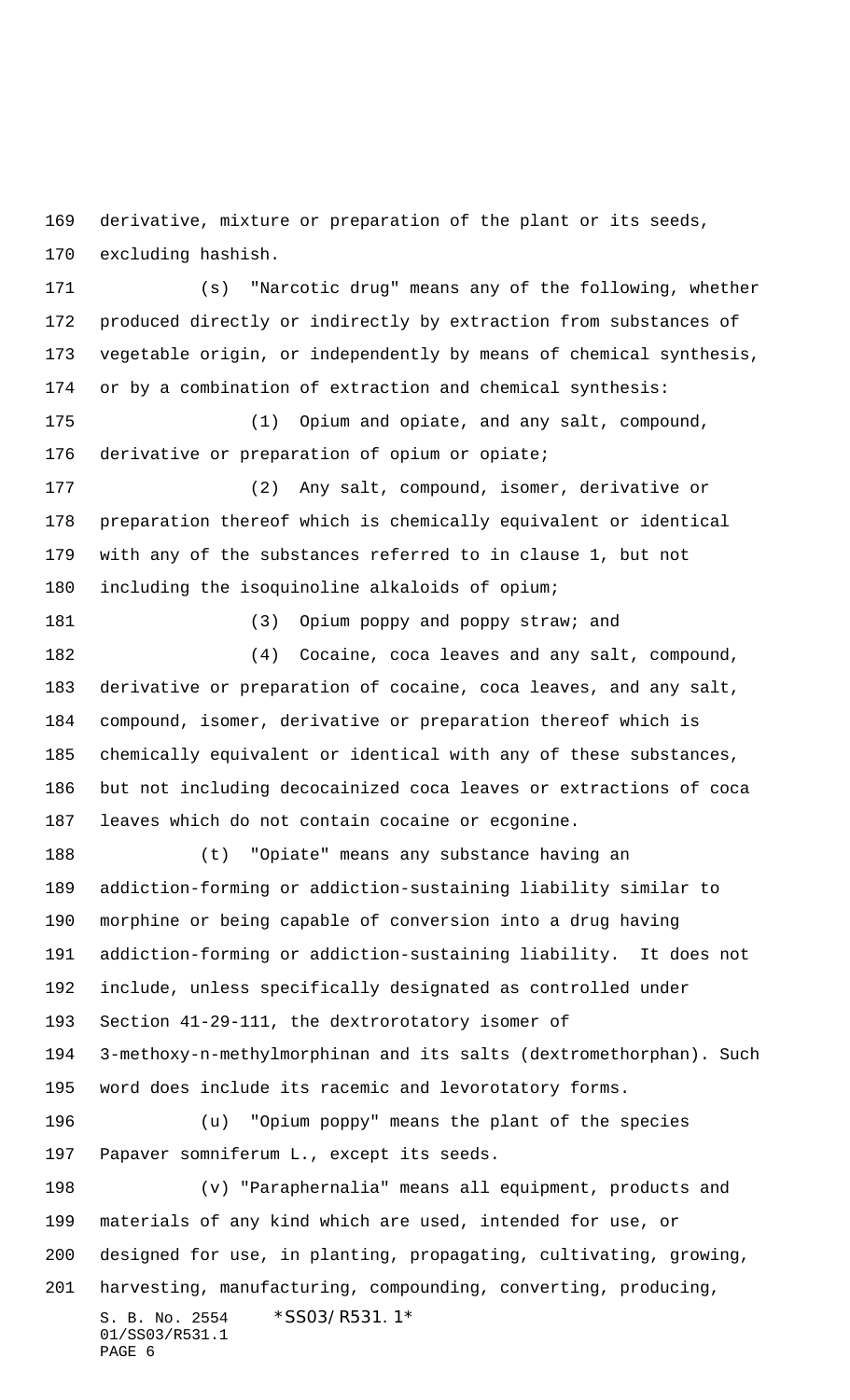derivative, mixture or preparation of the plant or its seeds, excluding hashish.

(s) "Narcotic drug" means any of the following, whether produced directly or indirectly by extraction from substances of vegetable origin, or independently by means of chemical synthesis, or by a combination of extraction and chemical synthesis:

(1) Opium and opiate, and any salt, compound, derivative or preparation of opium or opiate;

(2) Any salt, compound, isomer, derivative or preparation thereof which is chemically equivalent or identical with any of the substances referred to in clause 1, but not including the isoquinoline alkaloids of opium;

(3) Opium poppy and poppy straw; and

(4) Cocaine, coca leaves and any salt, compound, derivative or preparation of cocaine, coca leaves, and any salt, compound, isomer, derivative or preparation thereof which is chemically equivalent or identical with any of these substances, but not including decocainized coca leaves or extractions of coca leaves which do not contain cocaine or ecgonine.

(t) "Opiate" means any substance having an addiction-forming or addiction-sustaining liability similar to morphine or being capable of conversion into a drug having addiction-forming or addiction-sustaining liability. It does not include, unless specifically designated as controlled under Section 41-29-111, the dextrorotatory isomer of 3-methoxy-n-methylmorphinan and its salts (dextromethorphan). Such word does include its racemic and levorotatory forms.

(u) "Opium poppy" means the plant of the species Papaver somniferum L., except its seeds.

(v) "Paraphernalia" means all equipment, products and materials of any kind which are used, intended for use, or designed for use, in planting, propagating, cultivating, growing, harvesting, manufacturing, compounding, converting, producing,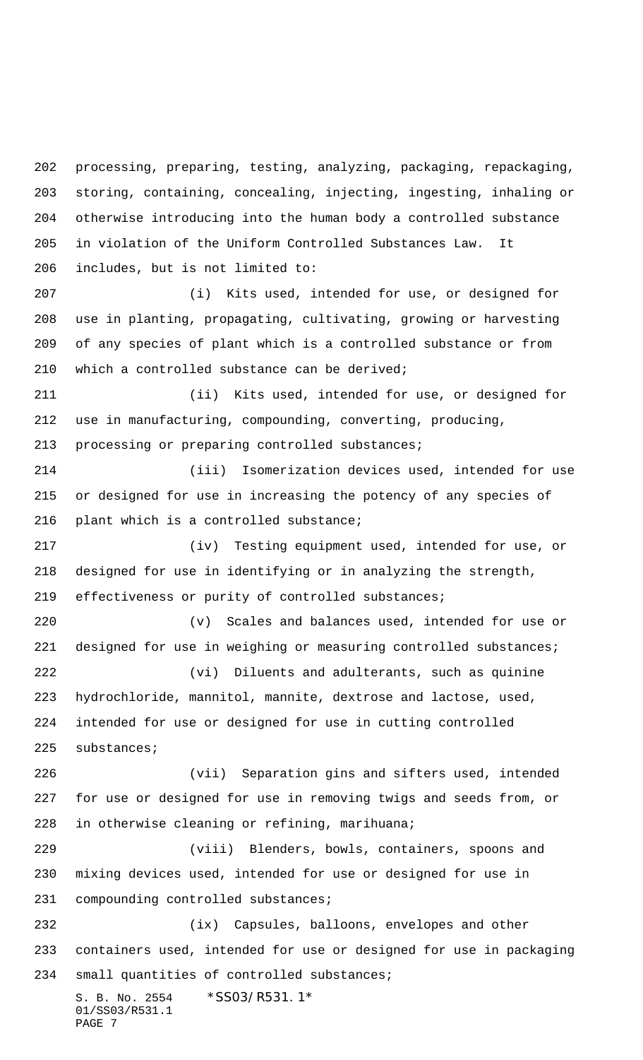processing, preparing, testing, analyzing, packaging, repackaging, storing, containing, concealing, injecting, ingesting, inhaling or otherwise introducing into the human body a controlled substance in violation of the Uniform Controlled Substances Law. It includes, but is not limited to:

(i) Kits used, intended for use, or designed for use in planting, propagating, cultivating, growing or harvesting of any species of plant which is a controlled substance or from which a controlled substance can be derived;

(ii) Kits used, intended for use, or designed for use in manufacturing, compounding, converting, producing, processing or preparing controlled substances;

(iii) Isomerization devices used, intended for use or designed for use in increasing the potency of any species of plant which is a controlled substance;

(iv) Testing equipment used, intended for use, or designed for use in identifying or in analyzing the strength, effectiveness or purity of controlled substances;

(v) Scales and balances used, intended for use or designed for use in weighing or measuring controlled substances;

(vi) Diluents and adulterants, such as quinine hydrochloride, mannitol, mannite, dextrose and lactose, used, intended for use or designed for use in cutting controlled substances;

(vii) Separation gins and sifters used, intended for use or designed for use in removing twigs and seeds from, or in otherwise cleaning or refining, marihuana;

(viii) Blenders, bowls, containers, spoons and mixing devices used, intended for use or designed for use in compounding controlled substances;

(ix) Capsules, balloons, envelopes and other containers used, intended for use or designed for use in packaging small quantities of controlled substances;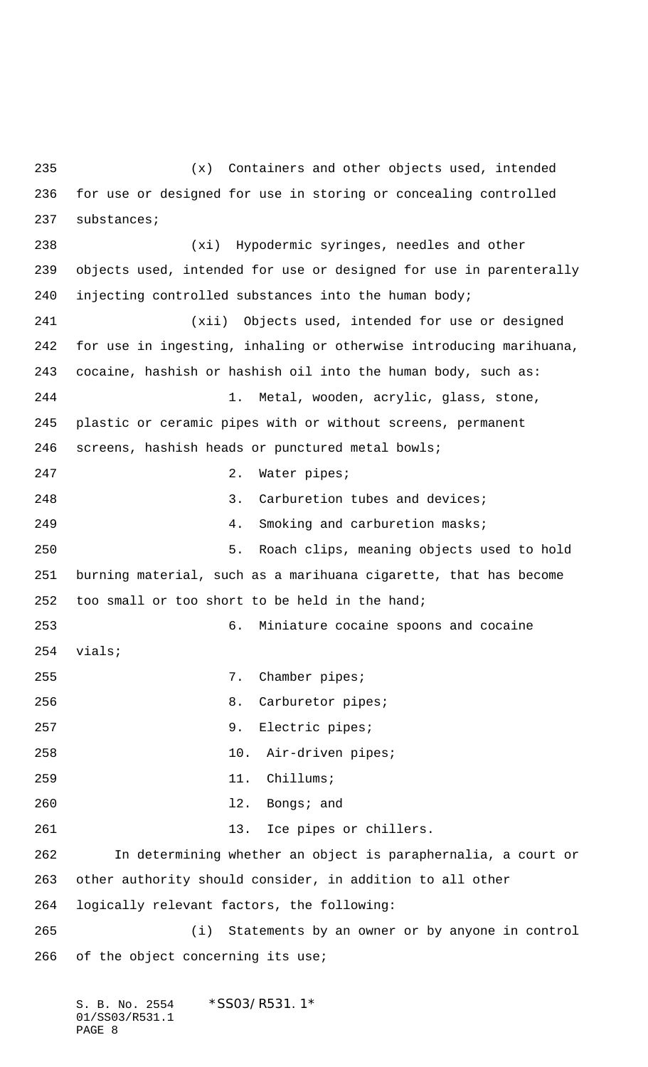(x) Containers and other objects used, intended for use or designed for use in storing or concealing controlled substances;

(xi) Hypodermic syringes, needles and other objects used, intended for use or designed for use in parenterally injecting controlled substances into the human body;

(xii) Objects used, intended for use or designed for use in ingesting, inhaling or otherwise introducing marihuana, cocaine, hashish or hashish oil into the human body, such as:

1. Metal, wooden, acrylic, glass, stone, plastic or ceramic pipes with or without screens, permanent screens, hashish heads or punctured metal bowls;

2. Water pipes;

3. Carburetion tubes and devices;

4. Smoking and carburetion masks;

5. Roach clips, meaning objects used to hold burning material, such as a marihuana cigarette, that has become too small or too short to be held in the hand;

6. Miniature cocaine spoons and cocaine vials;

7. Chamber pipes;

8. Carburetor pipes;

9. Electric pipes;

10. Air-driven pipes;

11. Chillums;

12. Bongs; and

13. Ice pipes or chillers.

In determining whether an object is paraphernalia, a court or other authority should consider, in addition to all other logically relevant factors, the following:

(i) Statements by an owner or by anyone in control of the object concerning its use;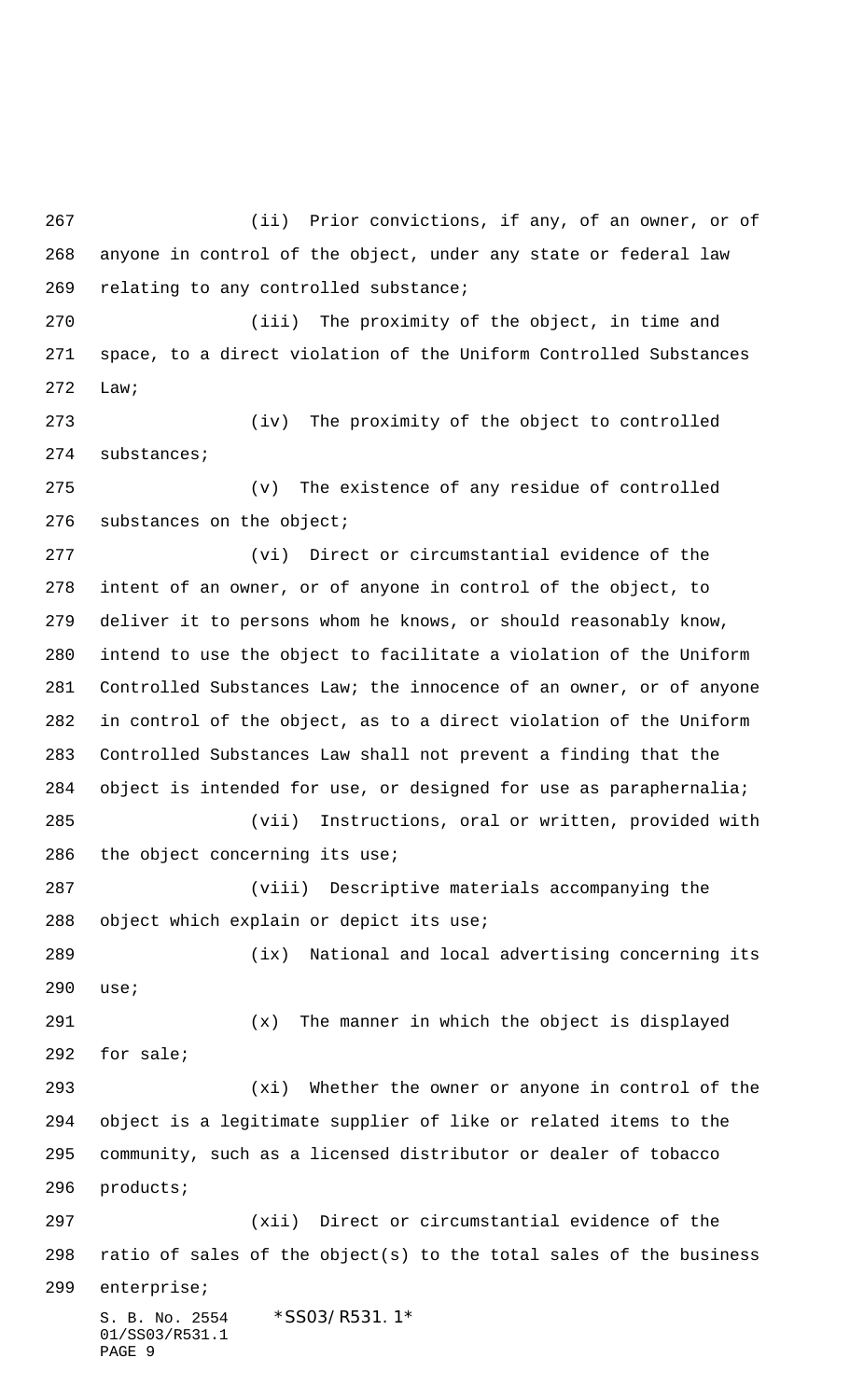(ii) Prior convictions, if any, of an owner, or of anyone in control of the object, under any state or federal law relating to any controlled substance;

(iii) The proximity of the object, in time and space, to a direct violation of the Uniform Controlled Substances Law;

(iv) The proximity of the object to controlled substances;

(v) The existence of any residue of controlled substances on the object;

(vi) Direct or circumstantial evidence of the intent of an owner, or of anyone in control of the object, to deliver it to persons whom he knows, or should reasonably know, intend to use the object to facilitate a violation of the Uniform Controlled Substances Law; the innocence of an owner, or of anyone in control of the object, as to a direct violation of the Uniform Controlled Substances Law shall not prevent a finding that the object is intended for use, or designed for use as paraphernalia;

(vii) Instructions, oral or written, provided with the object concerning its use;

(viii) Descriptive materials accompanying the object which explain or depict its use;

(ix) National and local advertising concerning its use;

(x) The manner in which the object is displayed for sale;

(xi) Whether the owner or anyone in control of the object is a legitimate supplier of like or related items to the community, such as a licensed distributor or dealer of tobacco products;

(xii) Direct or circumstantial evidence of the ratio of sales of the object(s) to the total sales of the business enterprise;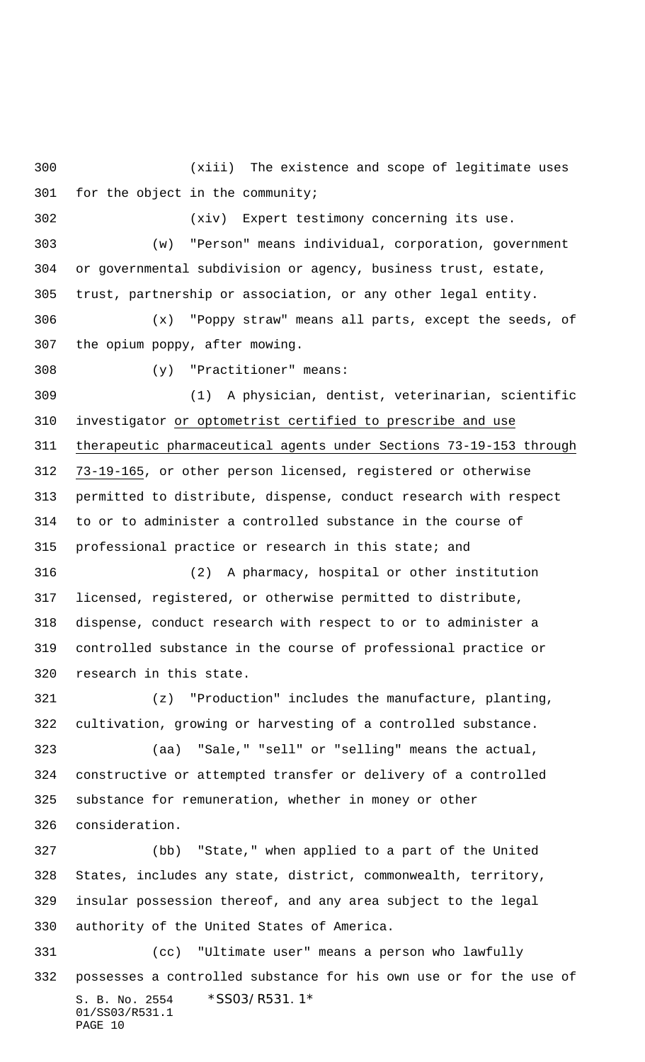(xiii) The existence and scope of legitimate uses for the object in the community;

(xiv) Expert testimony concerning its use.

(w) "Person" means individual, corporation, government or governmental subdivision or agency, business trust, estate, trust, partnership or association, or any other legal entity.

(x) "Poppy straw" means all parts, except the seeds, of the opium poppy, after mowing.

(y) "Practitioner" means:

(1) A physician, dentist, veterinarian, scientific investigator or optometrist certified to prescribe and use therapeutic pharmaceutical agents under Sections 73-19-153 through 73-19-165, or other person licensed, registered or otherwise permitted to distribute, dispense, conduct research with respect to or to administer a controlled substance in the course of professional practice or research in this state; and

(2) A pharmacy, hospital or other institution licensed, registered, or otherwise permitted to distribute, dispense, conduct research with respect to or to administer a controlled substance in the course of professional practice or research in this state.

(z) "Production" includes the manufacture, planting, cultivation, growing or harvesting of a controlled substance.

(aa) "Sale," "sell" or "selling" means the actual, constructive or attempted transfer or delivery of a controlled substance for remuneration, whether in money or other consideration.

(bb) "State," when applied to a part of the United States, includes any state, district, commonwealth, territory, insular possession thereof, and any area subject to the legal authority of the United States of America.

(cc) "Ultimate user" means a person who lawfully possesses a controlled substance for his own use or for the use of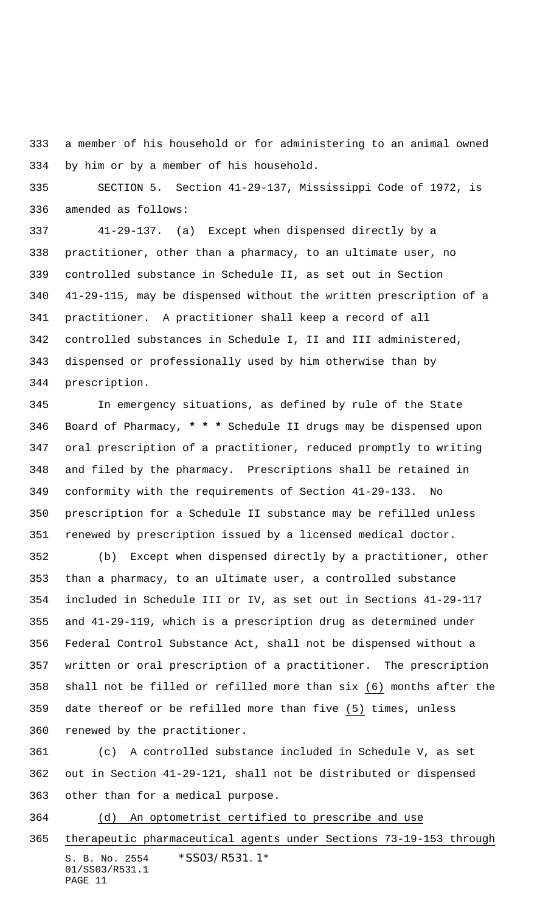a member of his household or for administering to an animal owned by him or by a member of his household.

SECTION 5. Section 41-29-137, Mississippi Code of 1972, is amended as follows:

41-29-137. (a) Except when dispensed directly by a practitioner, other than a pharmacy, to an ultimate user, no controlled substance in Schedule II, as set out in Section 41-29-115, may be dispensed without the written prescription of a practitioner. A practitioner shall keep a record of all controlled substances in Schedule I, II and III administered, dispensed or professionally used by him otherwise than by prescription.

In emergency situations, as defined by rule of the State Board of Pharmacy, **\* \* \*** Schedule II drugs may be dispensed upon oral prescription of a practitioner, reduced promptly to writing and filed by the pharmacy. Prescriptions shall be retained in conformity with the requirements of Section 41-29-133. No prescription for a Schedule II substance may be refilled unless renewed by prescription issued by a licensed medical doctor.

(b) Except when dispensed directly by a practitioner, other than a pharmacy, to an ultimate user, a controlled substance included in Schedule III or IV, as set out in Sections 41-29-117 and 41-29-119, which is a prescription drug as determined under Federal Control Substance Act, shall not be dispensed without a written or oral prescription of a practitioner. The prescription shall not be filled or refilled more than six <u>(6)</u> months after the date thereof or be refilled more than five <u>(5)</u> times, unless renewed by the practitioner.

(c) A controlled substance included in Schedule V, as set out in Section 41-29-121, shall not be distributed or dispensed other than for a medical purpose.

<u>(d) An optometrist certified to prescribe and use therapeutic pharmaceutical agents under Sections 73-19-153 through</u>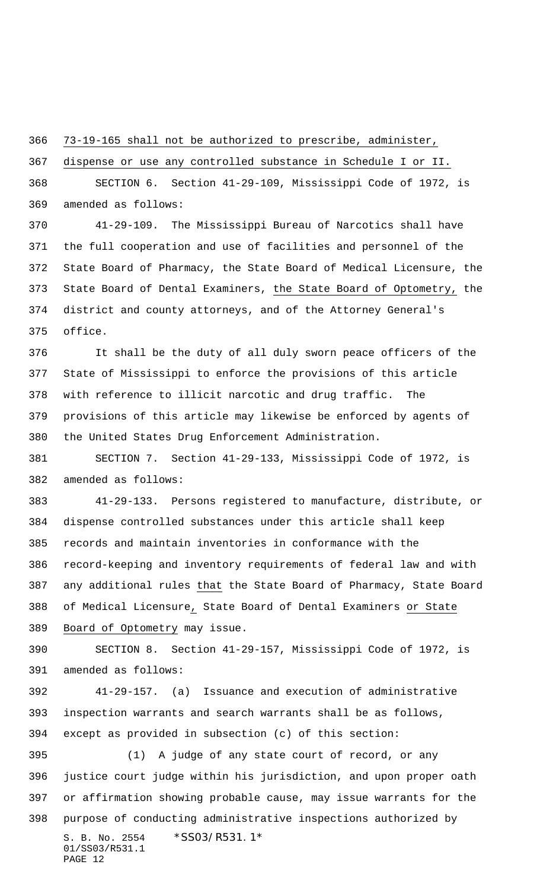73-19-165 shall not be authorized to prescribe, administer, dispense or use any controlled substance in Schedule I or II.

SECTION 6. Section 41-29-109, Mississippi Code of 1972, is amended as follows:

41-29-109. The Mississippi Bureau of Narcotics shall have the full cooperation and use of facilities and personnel of the State Board of Pharmacy, the State Board of Medical Licensure, the State Board of Dental Examiners, the State Board of Optometry, the district and county attorneys, and of the Attorney General's office.

It shall be the duty of all duly sworn peace officers of the State of Mississippi to enforce the provisions of this article with reference to illicit narcotic and drug traffic. The provisions of this article may likewise be enforced by agents of the United States Drug Enforcement Administration.

SECTION 7. Section 41-29-133, Mississippi Code of 1972, is amended as follows:

41-29-133. Persons registered to manufacture, distribute, or dispense controlled substances under this article shall keep records and maintain inventories in conformance with the record-keeping and inventory requirements of federal law and with any additional rules that the State Board of Pharmacy, State Board of Medical Licensure, State Board of Dental Examiners or State Board of Optometry may issue.

SECTION 8. Section 41-29-157, Mississippi Code of 1972, is amended as follows:

41-29-157. (a) Issuance and execution of administrative inspection warrants and search warrants shall be as follows, except as provided in subsection (c) of this section:

(1) A judge of any state court of record, or any justice court judge within his jurisdiction, and upon proper oath or affirmation showing probable cause, may issue warrants for the purpose of conducting administrative inspections authorized by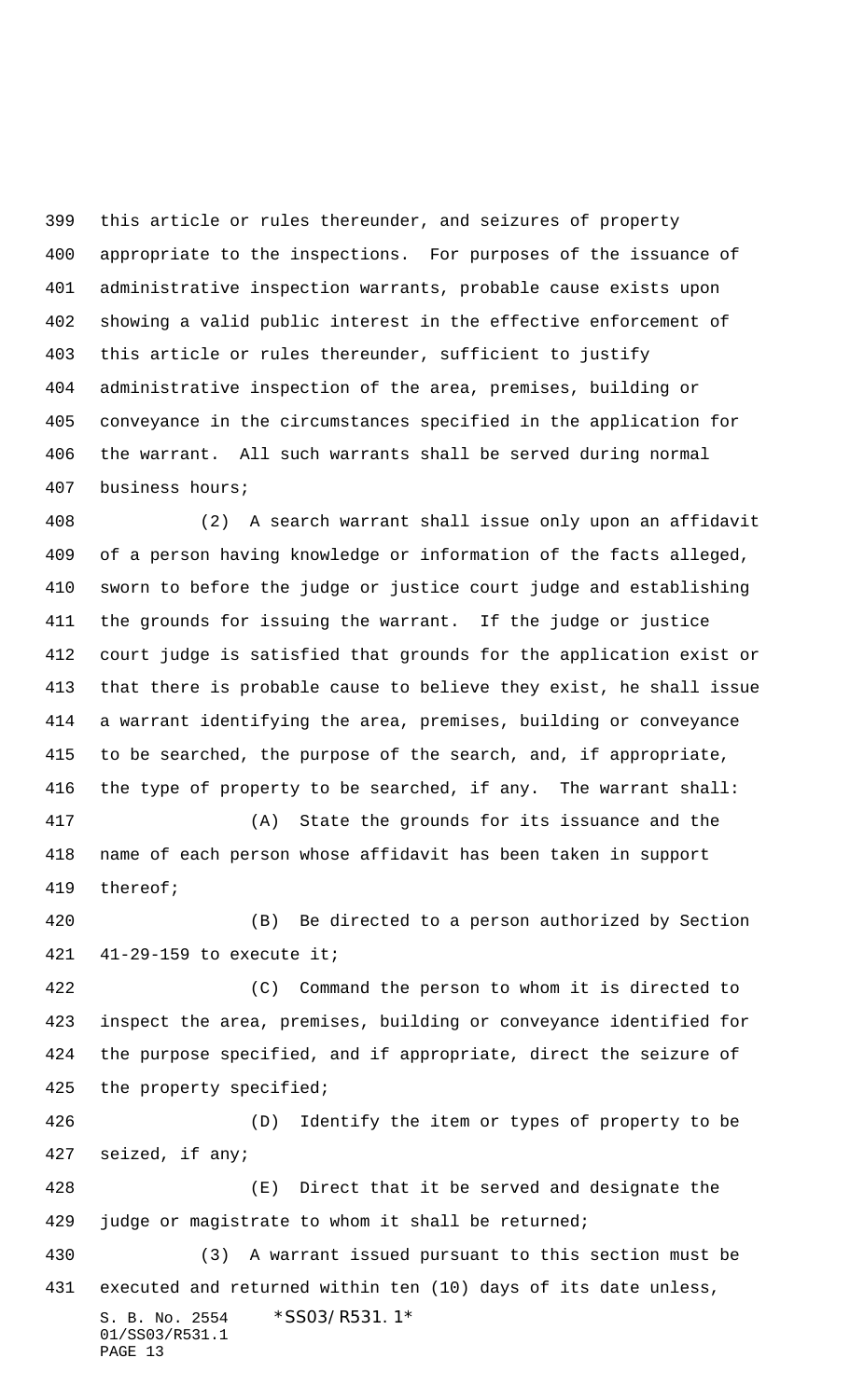this article or rules thereunder, and seizures of property appropriate to the inspections. For purposes of the issuance of administrative inspection warrants, probable cause exists upon showing a valid public interest in the effective enforcement of this article or rules thereunder, sufficient to justify administrative inspection of the area, premises, building or conveyance in the circumstances specified in the application for the warrant. All such warrants shall be served during normal business hours;

(2) A search warrant shall issue only upon an affidavit of a person having knowledge or information of the facts alleged, sworn to before the judge or justice court judge and establishing the grounds for issuing the warrant. If the judge or justice court judge is satisfied that grounds for the application exist or that there is probable cause to believe they exist, he shall issue a warrant identifying the area, premises, building or conveyance to be searched, the purpose of the search, and, if appropriate, the type of property to be searched, if any. The warrant shall:

(A) State the grounds for its issuance and the name of each person whose affidavit has been taken in support thereof;

(B) Be directed to a person authorized by Section 41-29-159 to execute it;

(C) Command the person to whom it is directed to inspect the area, premises, building or conveyance identified for the purpose specified, and if appropriate, direct the seizure of the property specified;

(D) Identify the item or types of property to be seized, if any;

(E) Direct that it be served and designate the judge or magistrate to whom it shall be returned;

(3) A warrant issued pursuant to this section must be executed and returned within ten (10) days of its date unless,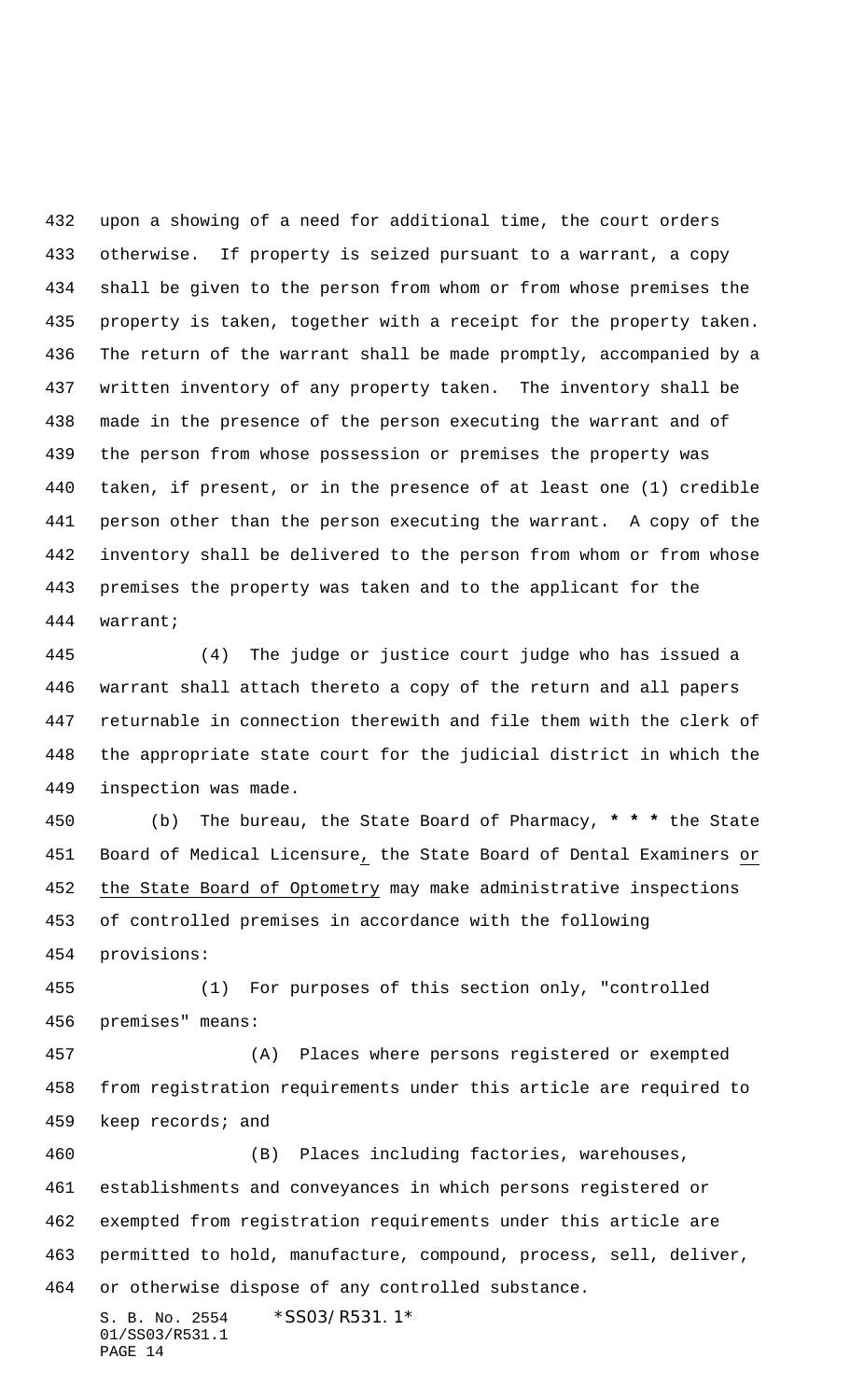upon a showing of a need for additional time, the court orders otherwise. If property is seized pursuant to a warrant, a copy shall be given to the person from whom or from whose premises the property is taken, together with a receipt for the property taken. The return of the warrant shall be made promptly, accompanied by a written inventory of any property taken. The inventory shall be made in the presence of the person executing the warrant and of the person from whose possession or premises the property was taken, if present, or in the presence of at least one (1) credible person other than the person executing the warrant. A copy of the inventory shall be delivered to the person from whom or from whose premises the property was taken and to the applicant for the warrant;

(4) The judge or justice court judge who has issued a warrant shall attach thereto a copy of the return and all papers returnable in connection therewith and file them with the clerk of the appropriate state court for the judicial district in which the inspection was made.

(b) The bureau, the State Board of Pharmacy, * * * the State Board of Medical Licensure, the State Board of Dental Examiners or the State Board of Optometry may make administrative inspections of controlled premises in accordance with the following provisions:

(1) For purposes of this section only, "controlled premises" means:

(A) Places where persons registered or exempted from registration requirements under this article are required to keep records; and

(B) Places including factories, warehouses, establishments and conveyances in which persons registered or exempted from registration requirements under this article are permitted to hold, manufacture, compound, process, sell, deliver, or otherwise dispose of any controlled substance.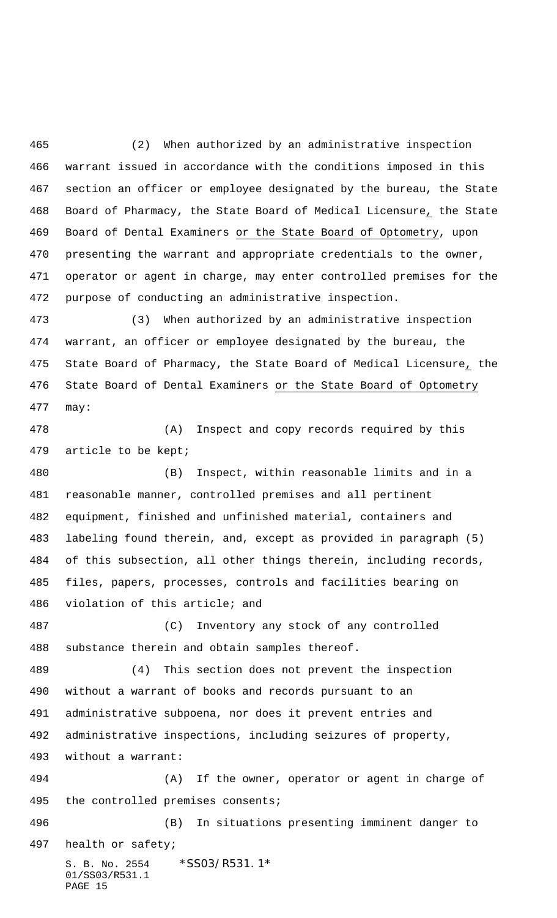(2) When authorized by an administrative inspection warrant issued in accordance with the conditions imposed in this section an officer or employee designated by the bureau, the State Board of Pharmacy, the State Board of Medical Licensure, the State Board of Dental Examiners or the State Board of Optometry, upon presenting the warrant and appropriate credentials to the owner, operator or agent in charge, may enter controlled premises for the purpose of conducting an administrative inspection.

(3) When authorized by an administrative inspection warrant, an officer or employee designated by the bureau, the State Board of Pharmacy, the State Board of Medical Licensure, the State Board of Dental Examiners or the State Board of Optometry may:

(A) Inspect and copy records required by this article to be kept;

(B) Inspect, within reasonable limits and in a reasonable manner, controlled premises and all pertinent equipment, finished and unfinished material, containers and labeling found therein, and, except as provided in paragraph (5) of this subsection, all other things therein, including records, files, papers, processes, controls and facilities bearing on violation of this article; and

(C) Inventory any stock of any controlled substance therein and obtain samples thereof.

(4) This section does not prevent the inspection without a warrant of books and records pursuant to an administrative subpoena, nor does it prevent entries and administrative inspections, including seizures of property, without a warrant:

(A) If the owner, operator or agent in charge of the controlled premises consents;

(B) In situations presenting imminent danger to health or safety;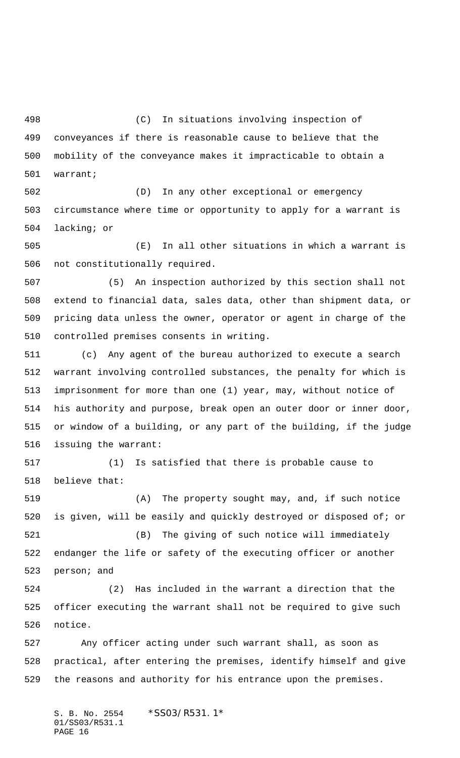(C) In situations involving inspection of conveyances if there is reasonable cause to believe that the mobility of the conveyance makes it impracticable to obtain a warrant;

(D) In any other exceptional or emergency circumstance where time or opportunity to apply for a warrant is lacking; or

(E) In all other situations in which a warrant is not constitutionally required.

(5) An inspection authorized by this section shall not extend to financial data, sales data, other than shipment data, or pricing data unless the owner, operator or agent in charge of the controlled premises consents in writing.

(c) Any agent of the bureau authorized to execute a search warrant involving controlled substances, the penalty for which is imprisonment for more than one (1) year, may, without notice of his authority and purpose, break open an outer door or inner door, or window of a building, or any part of the building, if the judge issuing the warrant:

(1) Is satisfied that there is probable cause to believe that:

(A) The property sought may, and, if such notice is given, will be easily and quickly destroyed or disposed of; or

(B) The giving of such notice will immediately endanger the life or safety of the executing officer or another person; and

(2) Has included in the warrant a direction that the officer executing the warrant shall not be required to give such notice.

Any officer acting under such warrant shall, as soon as practical, after entering the premises, identify himself and give the reasons and authority for his entrance upon the premises.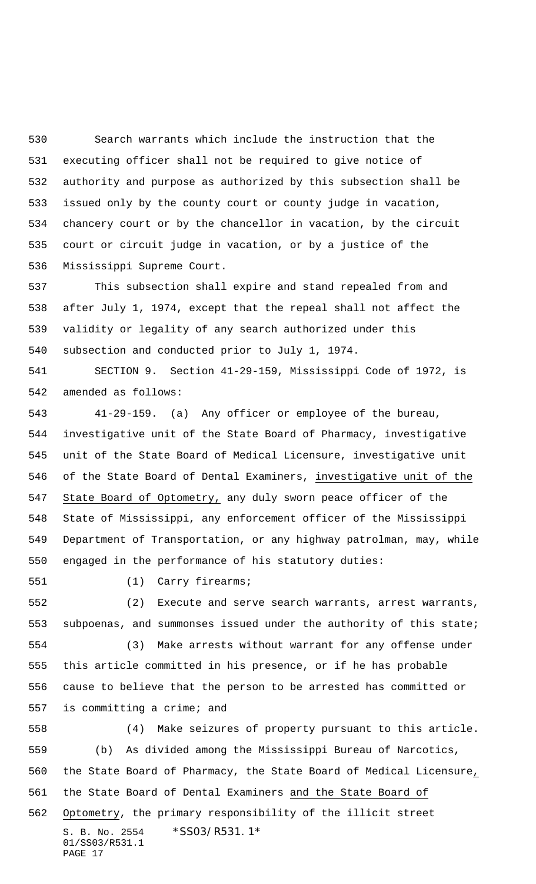Search warrants which include the instruction that the executing officer shall not be required to give notice of authority and purpose as authorized by this subsection shall be issued only by the county court or county judge in vacation, chancery court or by the chancellor in vacation, by the circuit court or circuit judge in vacation, or by a justice of the Mississippi Supreme Court.

This subsection shall expire and stand repealed from and after July 1, 1974, except that the repeal shall not affect the validity or legality of any search authorized under this subsection and conducted prior to July 1, 1974.

SECTION 9. Section 41-29-159, Mississippi Code of 1972, is amended as follows:

41-29-159. (a) Any officer or employee of the bureau, investigative unit of the State Board of Pharmacy, investigative unit of the State Board of Medical Licensure, investigative unit of the State Board of Dental Examiners, <u>investigative unit of the State Board of Optometry,</u> any duly sworn peace officer of the State of Mississippi, any enforcement officer of the Mississippi Department of Transportation, or any highway patrolman, may, while engaged in the performance of his statutory duties:

(1) Carry firearms;

(2) Execute and serve search warrants, arrest warrants, subpoenas, and summonses issued under the authority of this state;

(3) Make arrests without warrant for any offense under this article committed in his presence, or if he has probable cause to believe that the person to be arrested has committed or is committing a crime; and

(4) Make seizures of property pursuant to this article.

(b) As divided among the Mississippi Bureau of Narcotics, the State Board of Pharmacy, the State Board of Medical Licensure<u>,</u> the State Board of Dental Examiners <u>and the State Board of Optometry</u>, the primary responsibility of the illicit street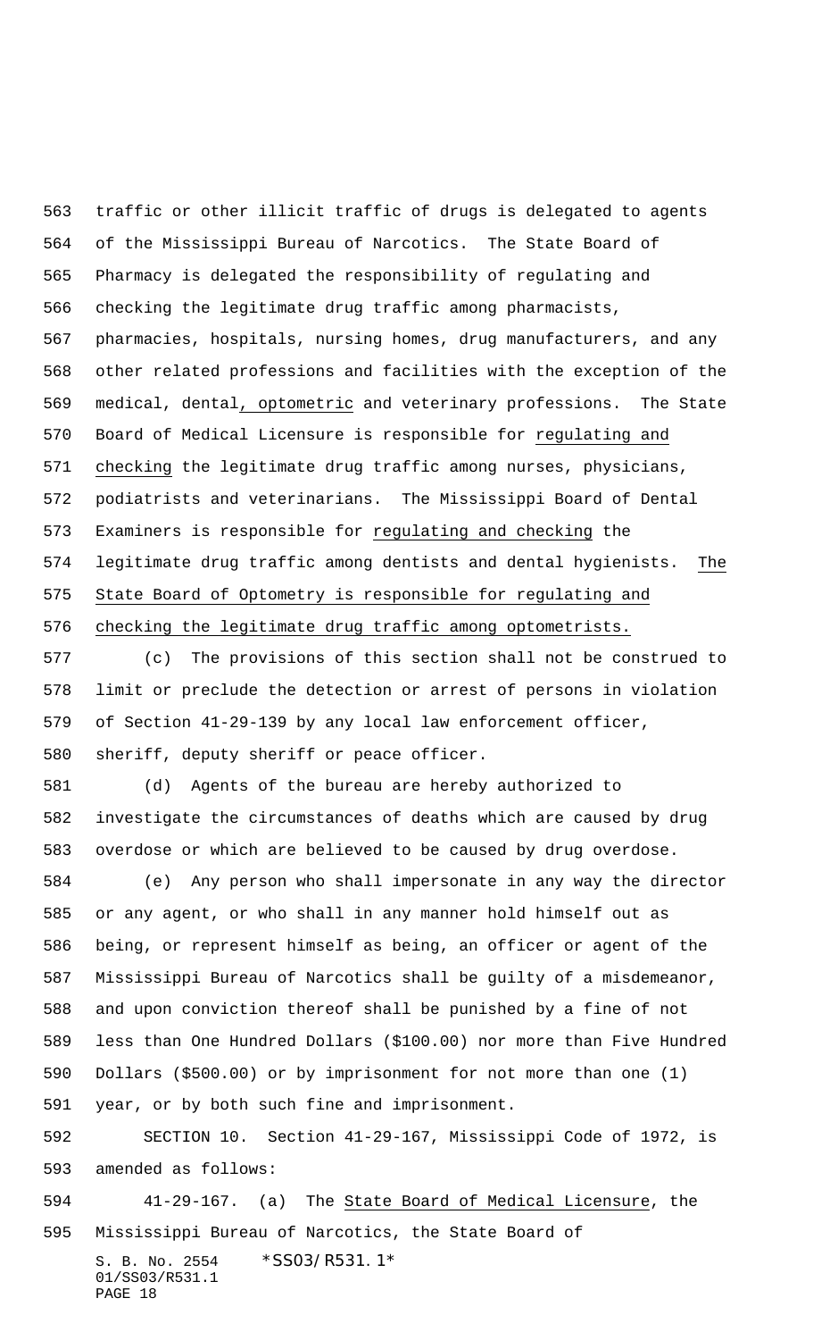traffic or other illicit traffic of drugs is delegated to agents of the Mississippi Bureau of Narcotics. The State Board of Pharmacy is delegated the responsibility of regulating and checking the legitimate drug traffic among pharmacists, pharmacies, hospitals, nursing homes, drug manufacturers, and any other related professions and facilities with the exception of the medical, dental, optometric and veterinary professions. The State Board of Medical Licensure is responsible for regulating and checking the legitimate drug traffic among nurses, physicians, podiatrists and veterinarians. The Mississippi Board of Dental Examiners is responsible for regulating and checking the legitimate drug traffic among dentists and dental hygienists. The State Board of Optometry is responsible for regulating and checking the legitimate drug traffic among optometrists.

(c) The provisions of this section shall not be construed to limit or preclude the detection or arrest of persons in violation of Section 41-29-139 by any local law enforcement officer, sheriff, deputy sheriff or peace officer.

(d) Agents of the bureau are hereby authorized to investigate the circumstances of deaths which are caused by drug overdose or which are believed to be caused by drug overdose.

(e) Any person who shall impersonate in any way the director or any agent, or who shall in any manner hold himself out as being, or represent himself as being, an officer or agent of the Mississippi Bureau of Narcotics shall be guilty of a misdemeanor, and upon conviction thereof shall be punished by a fine of not less than One Hundred Dollars ($100.00) nor more than Five Hundred Dollars ($500.00) or by imprisonment for not more than one (1) year, or by both such fine and imprisonment.

SECTION 10. Section 41-29-167, Mississippi Code of 1972, is amended as follows:

41-29-167. (a) The State Board of Medical Licensure, the Mississippi Bureau of Narcotics, the State Board of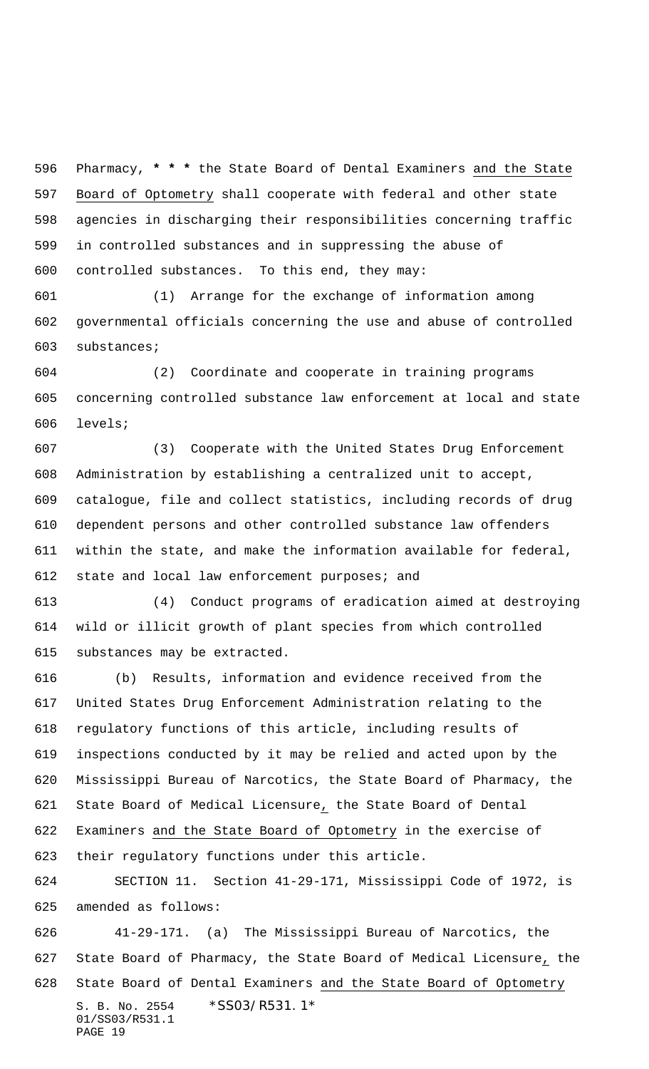Pharmacy, * * * the State Board of Dental Examiners and the State Board of Optometry shall cooperate with federal and other state agencies in discharging their responsibilities concerning traffic in controlled substances and in suppressing the abuse of controlled substances. To this end, they may:

(1) Arrange for the exchange of information among governmental officials concerning the use and abuse of controlled substances;

(2) Coordinate and cooperate in training programs concerning controlled substance law enforcement at local and state levels;

(3) Cooperate with the United States Drug Enforcement Administration by establishing a centralized unit to accept, catalogue, file and collect statistics, including records of drug dependent persons and other controlled substance law offenders within the state, and make the information available for federal, state and local law enforcement purposes; and

(4) Conduct programs of eradication aimed at destroying wild or illicit growth of plant species from which controlled substances may be extracted.

(b) Results, information and evidence received from the United States Drug Enforcement Administration relating to the regulatory functions of this article, including results of inspections conducted by it may be relied and acted upon by the Mississippi Bureau of Narcotics, the State Board of Pharmacy, the State Board of Medical Licensure, the State Board of Dental Examiners and the State Board of Optometry in the exercise of their regulatory functions under this article.

SECTION 11. Section 41-29-171, Mississippi Code of 1972, is amended as follows:

41-29-171. (a) The Mississippi Bureau of Narcotics, the State Board of Pharmacy, the State Board of Medical Licensure, the State Board of Dental Examiners and the State Board of Optometry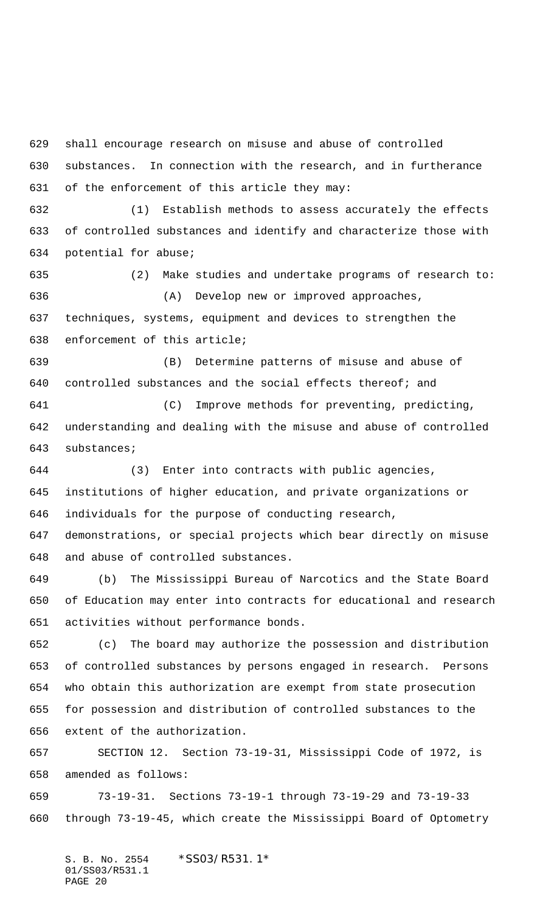shall encourage research on misuse and abuse of controlled substances. In connection with the research, and in furtherance of the enforcement of this article they may:

(1) Establish methods to assess accurately the effects of controlled substances and identify and characterize those with potential for abuse;

(2) Make studies and undertake programs of research to:

(A) Develop new or improved approaches, techniques, systems, equipment and devices to strengthen the enforcement of this article;

(B) Determine patterns of misuse and abuse of controlled substances and the social effects thereof; and

(C) Improve methods for preventing, predicting, understanding and dealing with the misuse and abuse of controlled substances;

(3) Enter into contracts with public agencies, institutions of higher education, and private organizations or individuals for the purpose of conducting research, demonstrations, or special projects which bear directly on misuse and abuse of controlled substances.

(b) The Mississippi Bureau of Narcotics and the State Board of Education may enter into contracts for educational and research activities without performance bonds.

(c) The board may authorize the possession and distribution of controlled substances by persons engaged in research. Persons who obtain this authorization are exempt from state prosecution for possession and distribution of controlled substances to the extent of the authorization.

SECTION 12. Section 73-19-31, Mississippi Code of 1972, is amended as follows:

73-19-31. Sections 73-19-1 through 73-19-29 and 73-19-33 through 73-19-45, which create the Mississippi Board of Optometry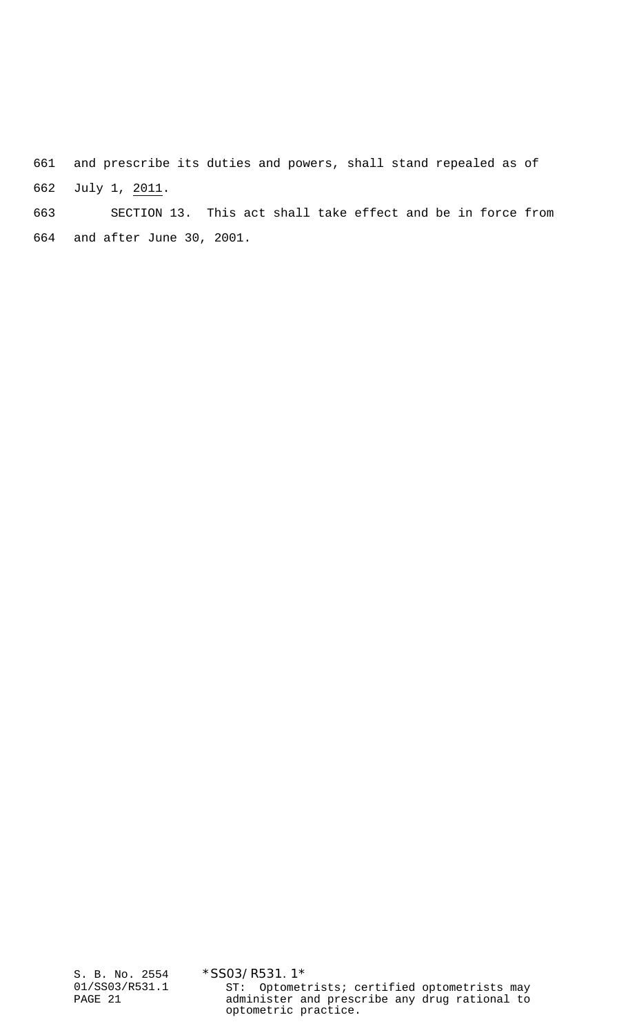661 and prescribe its duties and powers, shall stand repealed as of

662 July 1, <u>2011</u>.

663 SECTION 13. This act shall take effect and be in force from

664 and after June 30, 2001.

S. B. No. 2554 *SS03/R531.1*
01/SS03/R531.1
PAGE 21

ST: Optometrists; certified optometrists may administer and prescribe any drug rational to optometric practice.